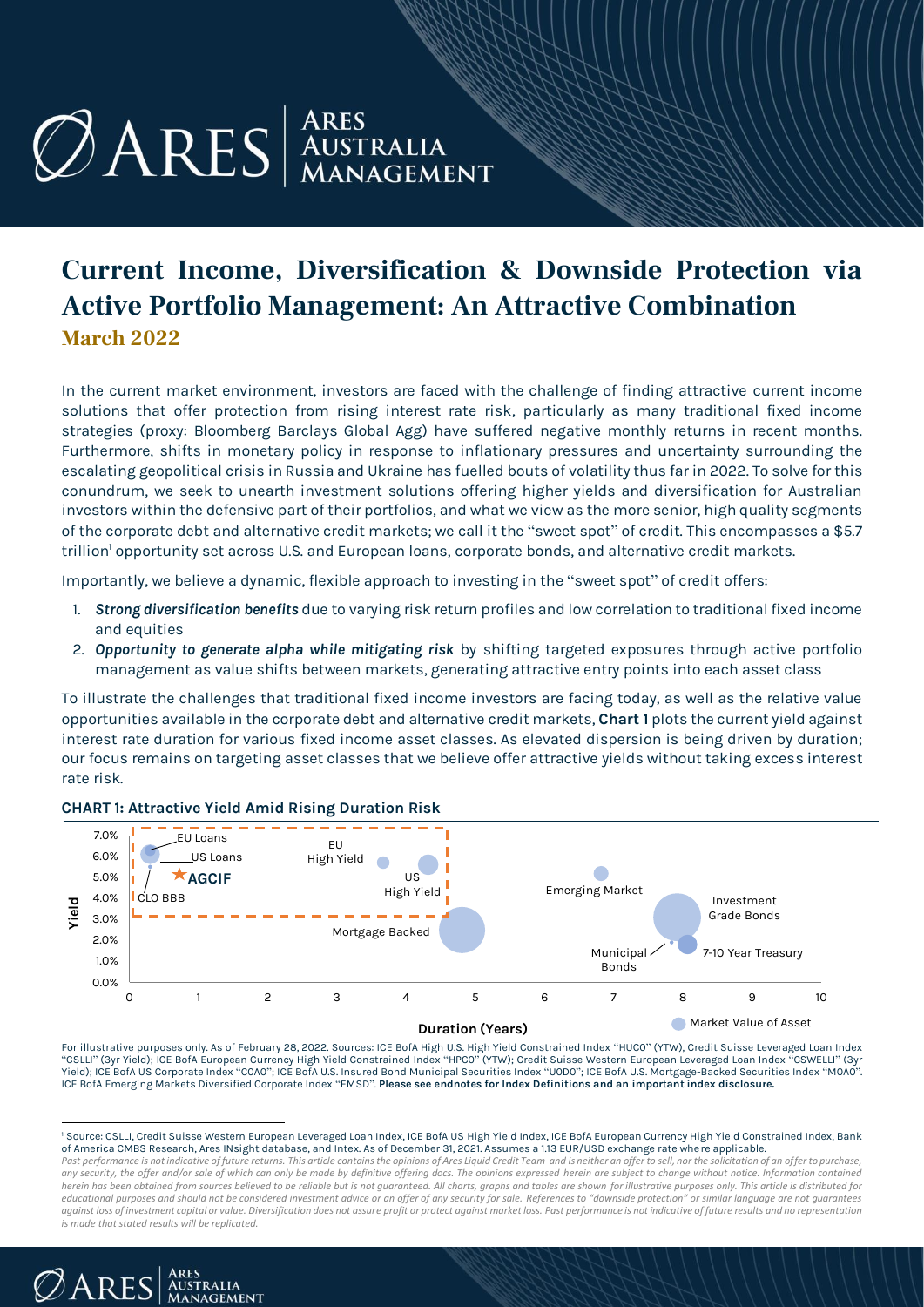# Current Income, Diversification & Downside Protection via Active Portfolio Management: An Attractive Combination

## March 2022

In the current market environment, investors are faced with the challenge of finding attractive current income solutions that offer protection from rising interest rate risk, particularly as many traditional fixed income strategies (proxy: Bloomberg Barclays Global Agg) have suffered negative monthly returns in recent months. Furthermore, shifts in monetary policy in response to inflationary pressures and uncertainty surrounding the escalating geopolitical crisis in Russia and Ukraine has fuelled bouts of volatility thus far in 2022. To solve for this conundrum, we seek to unearth investment solutions offering higher yields and diversification for Australian investors within the defensive part of their portfolios, and what we view as the more senior, high quality segments of the corporate debt and alternative credit markets; we call it the "sweet spot" of credit. This encompasses a $5.7 trillion[1] opportunity set across U.S. and European loans, corporate bonds, and alternative credit markets.

Importantly, we believe a dynamic, flexible approach to investing in the "sweet spot" of credit offers:

1. ***Strong diversification benefits*** due to varying risk return profiles and low correlation to traditional fixed income and equities
2. ***Opportunity to generate alpha while mitigating risk*** by shifting targeted exposures through active portfolio management as value shifts between markets, generating attractive entry points into each asset class

To illustrate the challenges that traditional fixed income investors are facing today, as well as the relative value opportunities available in the corporate debt and alternative credit markets, **Chart 1** plots the current yield against interest rate duration for various fixed income asset classes. As elevated dispersion is being driven by duration; our focus remains on targeting asset classes that we believe offer attractive yields without taking excess interest rate risk.

**CHART 1: Attractive Yield Amid Rising Duration Risk**

For illustrative purposes only. As of February 28, 2022. Sources: ICE BofA High U.S. High Yield Constrained Index "HUC0" (YTW), Credit Suisse Leveraged Loan Index "CSLLI" (3yr Yield); ICE BofA European Currency High Yield Constrained Index "HPC0" (YTW); Credit Suisse Western European Leveraged Loan Index "CSWELLI" (3yr Yield); ICE BofA US Corporate Index "C0A0"; ICE BofA U.S. Insured Bond Municipal Securities Index "U0D0"; ICE BofA U.S. Mortgage-Backed Securities Index "M0A0". ICE BofA Emerging Markets Diversified Corporate Index "EMSD". **Please see endnotes for Index Definitions and an important index disclosure.**

---

[1] Source: CSLLI, Credit Suisse Western European Leveraged Loan Index, ICE BofA US High Yield Index, ICE BofA European Currency High Yield Constrained Index, Bank of America CMBS Research, Ares INsight database, and Intex. As of December 31, 2021. Assumes a 1.13 EUR/USD exchange rate where applicable.

*Past performance is not indicative of future returns. This article contains the opinions of Ares Liquid Credit Team and is neither an offer to sell, nor the solicitation of an offer to purchase, any security, the offer and/or sale of which can only be made by definitive offering docs. The opinions expressed herein are subject to change without notice. Information contained herein has been obtained from sources believed to be reliable but is not guaranteed. All charts, graphs and tables are shown for illustrative purposes only. This article is distributed for educational purposes and should not be considered investment advice or an offer of any security for sale. References to "downside protection" or similar language are not guarantees against loss of investment capital or value. Diversification does not assure profit or protect against market loss. Past performance is not indicative of future results and no representation is made that stated results will be replicated.*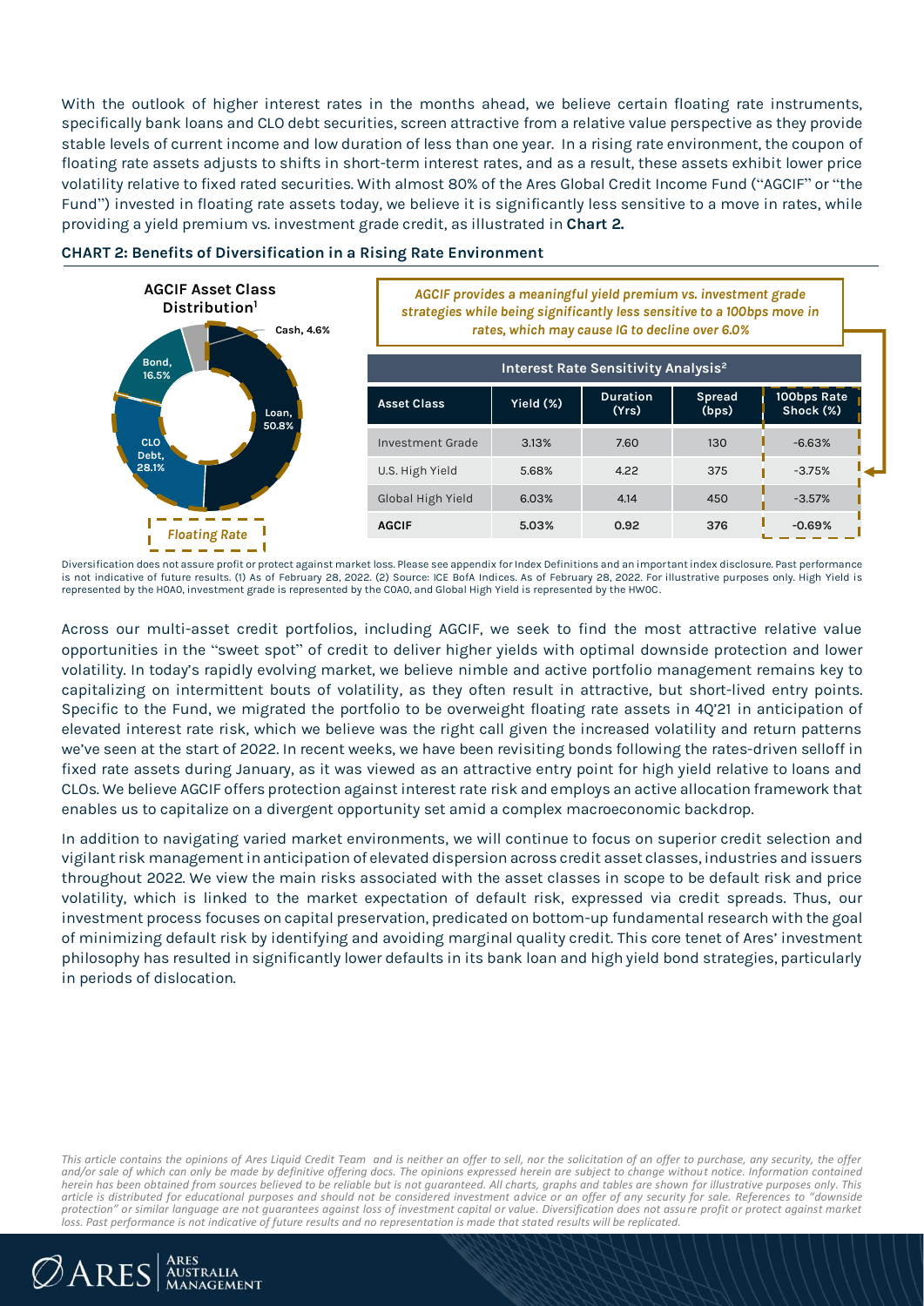With the outlook of higher interest rates in the months ahead, we believe certain floating rate instruments, specifically bank loans and CLO debt securities, screen attractive from a relative value perspective as they provide stable levels of current income and low duration of less than one year. In a rising rate environment, the coupon of floating rate assets adjusts to shifts in short-term interest rates, and as a result, these assets exhibit lower price volatility relative to fixed rated securities. With almost 80% of the Ares Global Credit Income Fund ("AGCIF" or "the Fund") invested in floating rate assets today, we believe it is significantly less sensitive to a move in rates, while providing a yield premium vs. investment grade credit, as illustrated in **Chart 2.**

**CHART 2: Benefits of Diversification in a Rising Rate Environment**

**AGCIF Asset Class Distribution[1]**

- Loan, 50.8%
- CLO Debt, 28.1%
- Bond, 16.5%
- Cash, 4.6%

*Floating Rate*

*AGCIF provides a meaningful yield premium vs. investment grade strategies while being significantly less sensitive to a 100bps move in rates, which may cause IG to decline over 6.0%*

**Interest Rate Sensitivity Analysis[2]**

| Asset Class | Yield (%) | Duration (Yrs) | Spread (bps) | 100bps Rate Shock (%) |
|---|---|---|---|---|
| Investment Grade | 3.13% | 7.60 | 130 | -6.63% |
| U.S. High Yield | 5.68% | 4.22 | 375 | -3.75% |
| Global High Yield | 6.03% | 4.14 | 450 | -3.57% |
| **AGCIF** | **5.03%** | **0.92** | **376** | **-0.69%** |

Diversification does not assure profit or protect against market loss. Please see appendix for Index Definitions and an important index disclosure. Past performance is not indicative of future results. (1) As of February 28, 2022. (2) Source: ICE BofA Indices. As of February 28, 2022. For illustrative purposes only. High Yield is represented by the H0A0, investment grade is represented by the C0A0, and Global High Yield is represented by the HW0C.

Across our multi-asset credit portfolios, including AGCIF, we seek to find the most attractive relative value opportunities in the "sweet spot" of credit to deliver higher yields with optimal downside protection and lower volatility. In today's rapidly evolving market, we believe nimble and active portfolio management remains key to capitalizing on intermittent bouts of volatility, as they often result in attractive, but short-lived entry points. Specific to the Fund, we migrated the portfolio to be overweight floating rate assets in 4Q'21 in anticipation of elevated interest rate risk, which we believe was the right call given the increased volatility and return patterns we've seen at the start of 2022. In recent weeks, we have been revisiting bonds following the rates-driven selloff in fixed rate assets during January, as it was viewed as an attractive entry point for high yield relative to loans and CLOs. We believe AGCIF offers protection against interest rate risk and employs an active allocation framework that enables us to capitalize on a divergent opportunity set amid a complex macroeconomic backdrop.

In addition to navigating varied market environments, we will continue to focus on superior credit selection and vigilant risk management in anticipation of elevated dispersion across credit asset classes, industries and issuers throughout 2022. We view the main risks associated with the asset classes in scope to be default risk and price volatility, which is linked to the market expectation of default risk, expressed via credit spreads. Thus, our investment process focuses on capital preservation, predicated on bottom-up fundamental research with the goal of minimizing default risk by identifying and avoiding marginal quality credit. This core tenet of Ares' investment philosophy has resulted in significantly lower defaults in its bank loan and high yield bond strategies, particularly in periods of dislocation.

*This article contains the opinions of Ares Liquid Credit Team and is neither an offer to sell, nor the solicitation of an offer to purchase, any security, the offer and/or sale of which can only be made by definitive offering docs. The opinions expressed herein are subject to change without notice. Information contained herein has been obtained from sources believed to be reliable but is not guaranteed. All charts, graphs and tables are shown for illustrative purposes only. This article is distributed for educational purposes and should not be considered investment advice or an offer of any security for sale. References to "downside protection" or similar language are not guarantees against loss of investment capital or value. Diversification does not assure profit or protect against market loss. Past performance is not indicative of future results and no representation is made that stated results will be replicated.*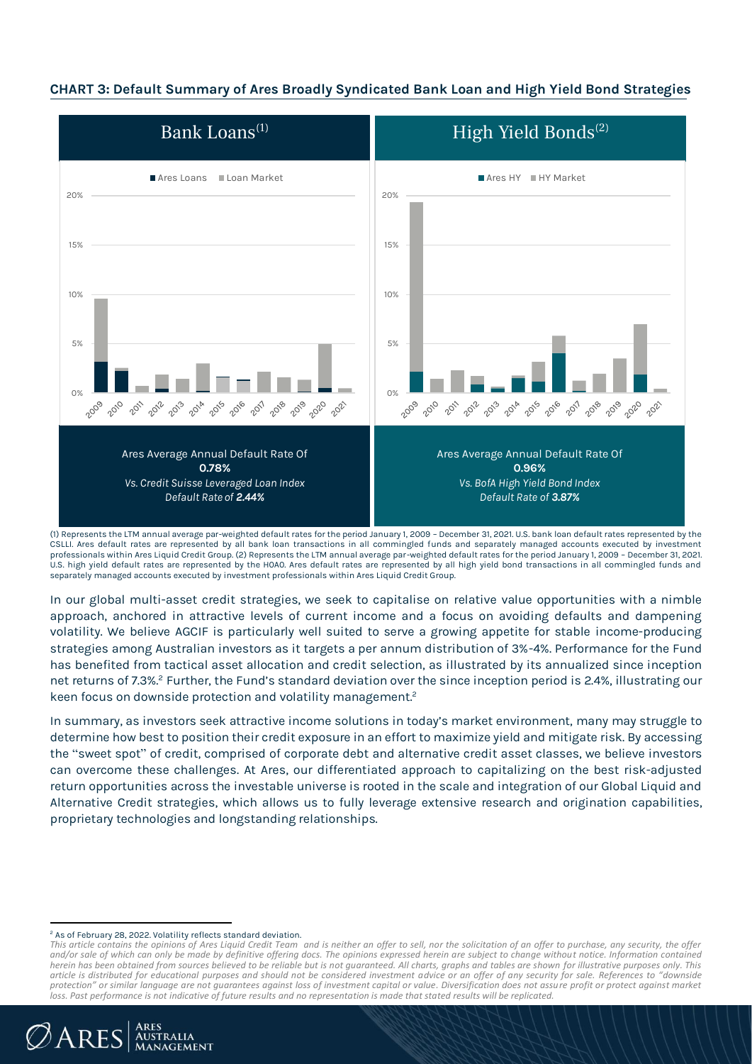**CHART 3: Default Summary of Ares Broadly Syndicated Bank Loan and High Yield Bond Strategies**

**Bank Loans**(1)

Ares Loans ■ Loan Market

Ares Average Annual Default Rate Of
**0.78%**
*Vs. Credit Suisse Leveraged Loan Index Default Rate of **2.44%***

**High Yield Bonds**(2)

Ares HY ■ HY Market

Ares Average Annual Default Rate Of
**0.96%**
*Vs. BofA High Yield Bond Index Default Rate of **3.87%***

(1) Represents the LTM annual average par-weighted default rates for the period January 1, 2009 – December 31, 2021. U.S. bank loan default rates represented by the CSLLI. Ares default rates are represented by all bank loan transactions in all commingled funds and separately managed accounts executed by investment professionals within Ares Liquid Credit Group. (2) Represents the LTM annual average par-weighted default rates for the period January 1, 2009 – December 31, 2021. U.S. high yield default rates are represented by the H0A0. Ares default rates are represented by all high yield bond transactions in all commingled funds and separately managed accounts executed by investment professionals within Ares Liquid Credit Group.

In our global multi-asset credit strategies, we seek to capitalise on relative value opportunities with a nimble approach, anchored in attractive levels of current income and a focus on avoiding defaults and dampening volatility. We believe AGCIF is particularly well suited to serve a growing appetite for stable income-producing strategies among Australian investors as it targets a per annum distribution of 3%-4%. Performance for the Fund has benefited from tactical asset allocation and credit selection, as illustrated by its annualized since inception net returns of 7.3%.[2] Further, the Fund's standard deviation over the since inception period is 2.4%, illustrating our keen focus on downside protection and volatility management.[2]

In summary, as investors seek attractive income solutions in today's market environment, many may struggle to determine how best to position their credit exposure in an effort to maximize yield and mitigate risk. By accessing the "sweet spot" of credit, comprised of corporate debt and alternative credit asset classes, we believe investors can overcome these challenges. At Ares, our differentiated approach to capitalizing on the best risk-adjusted return opportunities across the investable universe is rooted in the scale and integration of our Global Liquid and Alternative Credit strategies, which allows us to fully leverage extensive research and origination capabilities, proprietary technologies and longstanding relationships.

[2] As of February 28, 2022. Volatility reflects standard deviation.

*This article contains the opinions of Ares Liquid Credit Team and is neither an offer to sell, nor the solicitation of an offer to purchase, any security, the offer and/or sale of which can only be made by definitive offering docs. The opinions expressed herein are subject to change without notice. Information contained herein has been obtained from sources believed to be reliable but is not guaranteed. All charts, graphs and tables are shown for illustrative purposes only. This article is distributed for educational purposes and should not be considered investment advice or an offer of any security for sale. References to "downside protection" or similar language are not guarantees against loss of investment capital or value. Diversification does not assure profit or protect against market loss. Past performance is not indicative of future results and no representation is made that stated results will be replicated.*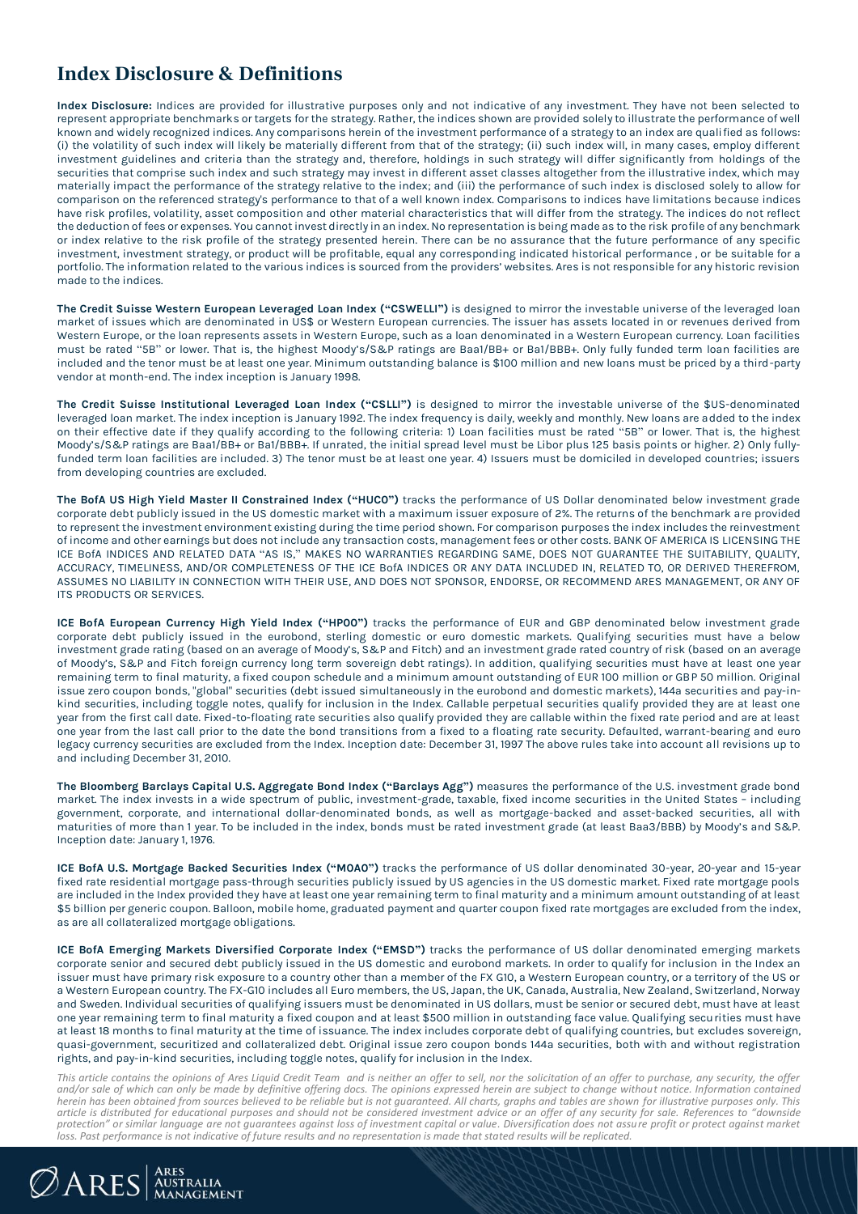# Index Disclosure & Definitions

**Index Disclosure:** Indices are provided for illustrative purposes only and not indicative of any investment. They have not been selected to represent appropriate benchmarks or targets for the strategy. Rather, the indices shown are provided solely to illustrate the performance of well known and widely recognized indices. Any comparisons herein of the investment performance of a strategy to an index are qualified as follows: (i) the volatility of such index will likely be materially different from that of the strategy; (ii) such index will, in many cases, employ different investment guidelines and criteria than the strategy and, therefore, holdings in such strategy will differ significantly from holdings of the securities that comprise such index and such strategy may invest in different asset classes altogether from the illustrative index, which may materially impact the performance of the strategy relative to the index; and (iii) the performance of such index is disclosed solely to allow for comparison on the referenced strategy's performance to that of a well known index. Comparisons to indices have limitations because indices have risk profiles, volatility, asset composition and other material characteristics that will differ from the strategy. The indices do not reflect the deduction of fees or expenses. You cannot invest directly in an index. No representation is being made as to the risk profile of any benchmark or index relative to the risk profile of the strategy presented herein. There can be no assurance that the future performance of any specific investment, investment strategy, or product will be profitable, equal any corresponding indicated historical performance , or be suitable for a portfolio. The information related to the various indices is sourced from the providers' websites. Ares is not responsible for any historic revision made to the indices.

**The Credit Suisse Western European Leveraged Loan Index ("CSWELLI")** is designed to mirror the investable universe of the leveraged loan market of issues which are denominated in US$ or Western European currencies. The issuer has assets located in or revenues derived from Western Europe, or the loan represents assets in Western Europe, such as a loan denominated in a Western European currency. Loan facilities must be rated "5B" or lower. That is, the highest Moody's/S&P ratings are Baa1/BB+ or Ba1/BBB+. Only fully funded term loan facilities are included and the tenor must be at least one year. Minimum outstanding balance is $100 million and new loans must be priced by a third-party vendor at month-end. The index inception is January 1998.

**The Credit Suisse Institutional Leveraged Loan Index ("CSLLI")** is designed to mirror the investable universe of the $US-denominated leveraged loan market. The index inception is January 1992. The index frequency is daily, weekly and monthly. New loans are added to the index on their effective date if they qualify according to the following criteria: 1) Loan facilities must be rated "5B" or lower. That is, the highest Moody's/S&P ratings are Baa1/BB+ or Ba1/BBB+. If unrated, the initial spread level must be Libor plus 125 basis points or higher. 2) Only fully-funded term loan facilities are included. 3) The tenor must be at least one year. 4) Issuers must be domiciled in developed countries; issuers from developing countries are excluded.

**The BofA US High Yield Master II Constrained Index ("HUC0")** tracks the performance of US Dollar denominated below investment grade corporate debt publicly issued in the US domestic market with a maximum issuer exposure of 2%. The returns of the benchmark are provided to represent the investment environment existing during the time period shown. For comparison purposes the index includes the reinvestment of income and other earnings but does not include any transaction costs, management fees or other costs. BANK OF AMERICA IS LICENSING THE ICE BofA INDICES AND RELATED DATA "AS IS," MAKES NO WARRANTIES REGARDING SAME, DOES NOT GUARANTEE THE SUITABILITY, QUALITY, ACCURACY, TIMELINESS, AND/OR COMPLETENESS OF THE ICE BofA INDICES OR ANY DATA INCLUDED IN, RELATED TO, OR DERIVED THEREFROM, ASSUMES NO LIABILITY IN CONNECTION WITH THEIR USE, AND DOES NOT SPONSOR, ENDORSE, OR RECOMMEND ARES MANAGEMENT, OR ANY OF ITS PRODUCTS OR SERVICES.

**ICE BofA European Currency High Yield Index ("HP00")** tracks the performance of EUR and GBP denominated below investment grade corporate debt publicly issued in the eurobond, sterling domestic or euro domestic markets. Qualifying securities must have a below investment grade rating (based on an average of Moody's, S&P and Fitch) and an investment grade rated country of risk (based on an average of Moody's, S&P and Fitch foreign currency long term sovereign debt ratings). In addition, qualifying securities must have at least one year remaining term to final maturity, a fixed coupon schedule and a minimum amount outstanding of EUR 100 million or GBP 50 million. Original issue zero coupon bonds, "global" securities (debt issued simultaneously in the eurobond and domestic markets), 144a securities and pay-in-kind securities, including toggle notes, qualify for inclusion in the Index. Callable perpetual securities qualify provided they are at least one year from the first call date. Fixed-to-floating rate securities also qualify provided they are callable within the fixed rate period and are at least one year from the last call prior to the date the bond transitions from a fixed to a floating rate security. Defaulted, warrant-bearing and euro legacy currency securities are excluded from the Index. Inception date: December 31, 1997 The above rules take into account all revisions up to and including December 31, 2010.

**The Bloomberg Barclays Capital U.S. Aggregate Bond Index ("Barclays Agg")** measures the performance of the U.S. investment grade bond market. The index invests in a wide spectrum of public, investment-grade, taxable, fixed income securities in the United States – including government, corporate, and international dollar-denominated bonds, as well as mortgage-backed and asset-backed securities, all with maturities of more than 1 year. To be included in the index, bonds must be rated investment grade (at least Baa3/BBB) by Moody's and S&P. Inception date: January 1, 1976.

**ICE BofA U.S. Mortgage Backed Securities Index ("M0A0")** tracks the performance of US dollar denominated 30-year, 20-year and 15-year fixed rate residential mortgage pass-through securities publicly issued by US agencies in the US domestic market. Fixed rate mortgage pools are included in the Index provided they have at least one year remaining term to final maturity and a minimum amount outstanding of at least $5 billion per generic coupon. Balloon, mobile home, graduated payment and quarter coupon fixed rate mortgages are excluded from the index, as are all collateralized mortgage obligations.

**ICE BofA Emerging Markets Diversified Corporate Index ("EMSD")** tracks the performance of US dollar denominated emerging markets corporate senior and secured debt publicly issued in the US domestic and eurobond markets. In order to qualify for inclusion in the Index an issuer must have primary risk exposure to a country other than a member of the FX G10, a Western European country, or a territory of the US or a Western European country. The FX-G10 includes all Euro members, the US, Japan, the UK, Canada, Australia, New Zealand, Switzerland, Norway and Sweden. Individual securities of qualifying issuers must be denominated in US dollars, must be senior or secured debt, must have at least one year remaining term to final maturity a fixed coupon and at least $500 million in outstanding face value. Qualifying securities must have at least 18 months to final maturity at the time of issuance. The index includes corporate debt of qualifying countries, but excludes sovereign, quasi-government, securitized and collateralized debt. Original issue zero coupon bonds 144a securities, both with and without registration rights, and pay-in-kind securities, including toggle notes, qualify for inclusion in the Index.

*This article contains the opinions of Ares Liquid Credit Team and is neither an offer to sell, nor the solicitation of an offer to purchase, any security, the offer and/or sale of which can only be made by definitive offering docs. The opinions expressed herein are subject to change without notice. Information contained herein has been obtained from sources believed to be reliable but is not guaranteed. All charts, graphs and tables are shown for illustrative purposes only. This article is distributed for educational purposes and should not be considered investment advice or an offer of any security for sale. References to "downside protection" or similar language are not guarantees against loss of investment capital or value. Diversification does not assure profit or protect against market loss. Past performance is not indicative of future results and no representation is made that stated results will be replicated.*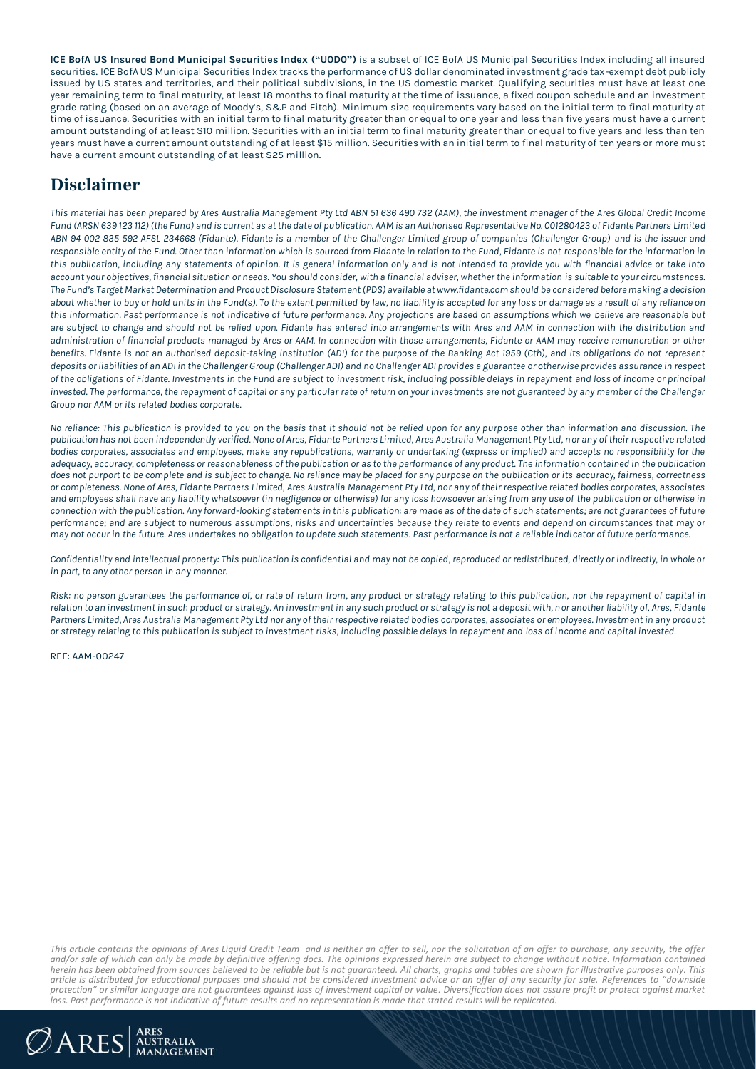**ICE BofA US Insured Bond Municipal Securities Index ("U0D0")** is a subset of ICE BofA US Municipal Securities Index including all insured securities. ICE BofA US Municipal Securities Index tracks the performance of US dollar denominated investment grade tax-exempt debt publicly issued by US states and territories, and their political subdivisions, in the US domestic market. Qualifying securities must have at least one year remaining term to final maturity, at least 18 months to final maturity at the time of issuance, a fixed coupon schedule and an investment grade rating (based on an average of Moody's, S&P and Fitch). Minimum size requirements vary based on the initial term to final maturity at time of issuance. Securities with an initial term to final maturity greater than or equal to one year and less than five years must have a current amount outstanding of at least $10 million. Securities with an initial term to final maturity greater than or equal to five years and less than ten years must have a current amount outstanding of at least $15 million. Securities with an initial term to final maturity of ten years or more must have a current amount outstanding of at least $25 million.

## Disclaimer

*This material has been prepared by Ares Australia Management Pty Ltd ABN 51 636 490 732 (AAM), the investment manager of the Ares Global Credit Income Fund (ARSN 639 123 112) (the Fund) and is current as at the date of publication. AAM is an Authorised Representative No. 001280423 of Fidante Partners Limited ABN 94 002 835 592 AFSL 234668 (Fidante). Fidante is a member of the Challenger Limited group of companies (Challenger Group) and is the issuer and responsible entity of the Fund. Other than information which is sourced from Fidante in relation to the Fund, Fidante is not responsible for the information in this publication, including any statements of opinion. It is general information only and is not intended to provide you with financial advice or take into account your objectives, financial situation or needs. You should consider, with a financial adviser, whether the information is suitable to your circumstances. The Fund's Target Market Determination and Product Disclosure Statement (PDS) available at www.fidante.com should be considered before making a decision about whether to buy or hold units in the Fund(s). To the extent permitted by law, no liability is accepted for any loss or damage as a result of any reliance on this information. Past performance is not indicative of future performance. Any projections are based on assumptions which we believe are reasonable but are subject to change and should not be relied upon. Fidante has entered into arrangements with Ares and AAM in connection with the distribution and administration of financial products managed by Ares or AAM. In connection with those arrangements, Fidante or AAM may receive remuneration or other benefits. Fidante is not an authorised deposit-taking institution (ADI) for the purpose of the Banking Act 1959 (Cth), and its obligations do not represent deposits or liabilities of an ADI in the Challenger Group (Challenger ADI) and no Challenger ADI provides a guarantee or otherwise provides assurance in respect of the obligations of Fidante. Investments in the Fund are subject to investment risk, including possible delays in repayment and loss of income or principal invested. The performance, the repayment of capital or any particular rate of return on your investments are not guaranteed by any member of the Challenger Group nor AAM or its related bodies corporate.*

*No reliance: This publication is provided to you on the basis that it should not be relied upon for any purpose other than information and discussion. The publication has not been independently verified. None of Ares, Fidante Partners Limited, Ares Australia Management Pty Ltd, nor any of their respective related bodies corporates, associates and employees, make any republications, warranty or undertaking (express or implied) and accepts no responsibility for the adequacy, accuracy, completeness or reasonableness of the publication or as to the performance of any product. The information contained in the publication does not purport to be complete and is subject to change. No reliance may be placed for any purpose on the publication or its accuracy, fairness, correctness or completeness. None of Ares, Fidante Partners Limited, Ares Australia Management Pty Ltd, nor any of their respective related bodies corporates, associates and employees shall have any liability whatsoever (in negligence or otherwise) for any loss howsoever arising from any use of the publication or otherwise in connection with the publication. Any forward-looking statements in this publication: are made as of the date of such statements; are not guarantees of future performance; and are subject to numerous assumptions, risks and uncertainties because they relate to events and depend on circumstances that may or may not occur in the future. Ares undertakes no obligation to update such statements. Past performance is not a reliable indicator of future performance.*

*Confidentiality and intellectual property: This publication is confidential and may not be copied, reproduced or redistributed, directly or indirectly, in whole or in part, to any other person in any manner.*

*Risk: no person guarantees the performance of, or rate of return from, any product or strategy relating to this publication, nor the repayment of capital in relation to an investment in such product or strategy. An investment in any such product or strategy is not a deposit with, nor another liability of, Ares, Fidante Partners Limited, Ares Australia Management Pty Ltd nor any of their respective related bodies corporates, associates or employees. Investment in any product or strategy relating to this publication is subject to investment risks, including possible delays in repayment and loss of income and capital invested.*

REF: AAM-00247

*This article contains the opinions of Ares Liquid Credit Team and is neither an offer to sell, nor the solicitation of an offer to purchase, any security, the offer and/or sale of which can only be made by definitive offering docs. The opinions expressed herein are subject to change without notice. Information contained herein has been obtained from sources believed to be reliable but is not guaranteed. All charts, graphs and tables are shown for illustrative purposes only. This article is distributed for educational purposes and should not be considered investment advice or an offer of any security for sale. References to "downside protection" or similar language are not guarantees against loss of investment capital or value. Diversification does not assure profit or protect against market loss. Past performance is not indicative of future results and no representation is made that stated results will be replicated.*

ARES | ARES AUSTRALIA MANAGEMENT